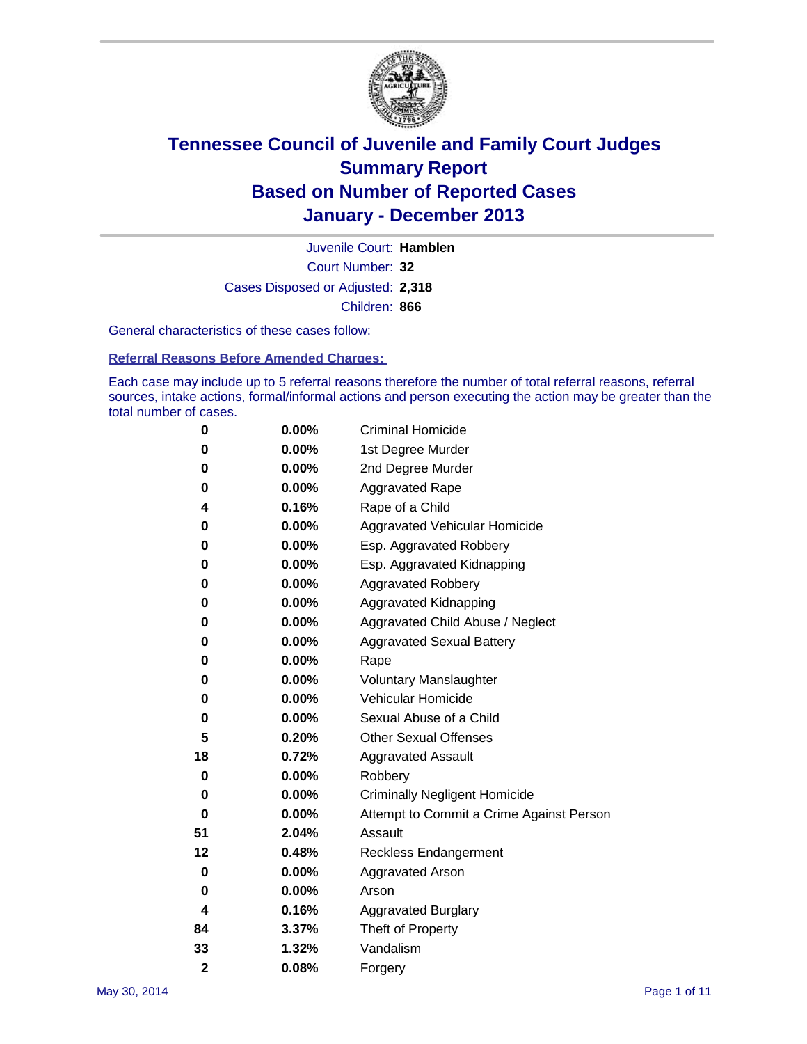# Tennessee Council of Juvenile and Family Court Judges
# Summary Report
# Based on Number of Reported Cases
# January - December 2013

Juvenile Court: **Hamblen**

Court Number: **32**

Cases Disposed or Adjusted: **2,318**

Children: **866**

General characteristics of these cases follow:

**Referral Reasons Before Amended Charges:**

Each case may include up to 5 referral reasons therefore the number of total referral reasons, referral sources, intake actions, formal/informal actions and person executing the action may be greater than the total number of cases.

| Count | Percent | Referral Reason |
|---|---|---|
| 0 | 0.00% | Criminal Homicide |
| 0 | 0.00% | 1st Degree Murder |
| 0 | 0.00% | 2nd Degree Murder |
| 0 | 0.00% | Aggravated Rape |
| 4 | 0.16% | Rape of a Child |
| 0 | 0.00% | Aggravated Vehicular Homicide |
| 0 | 0.00% | Esp. Aggravated Robbery |
| 0 | 0.00% | Esp. Aggravated Kidnapping |
| 0 | 0.00% | Aggravated Robbery |
| 0 | 0.00% | Aggravated Kidnapping |
| 0 | 0.00% | Aggravated Child Abuse / Neglect |
| 0 | 0.00% | Aggravated Sexual Battery |
| 0 | 0.00% | Rape |
| 0 | 0.00% | Voluntary Manslaughter |
| 0 | 0.00% | Vehicular Homicide |
| 0 | 0.00% | Sexual Abuse of a Child |
| 5 | 0.20% | Other Sexual Offenses |
| 18 | 0.72% | Aggravated Assault |
| 0 | 0.00% | Robbery |
| 0 | 0.00% | Criminally Negligent Homicide |
| 0 | 0.00% | Attempt to Commit a Crime Against Person |
| 51 | 2.04% | Assault |
| 12 | 0.48% | Reckless Endangerment |
| 0 | 0.00% | Aggravated Arson |
| 0 | 0.00% | Arson |
| 4 | 0.16% | Aggravated Burglary |
| 84 | 3.37% | Theft of Property |
| 33 | 1.32% | Vandalism |
| 2 | 0.08% | Forgery |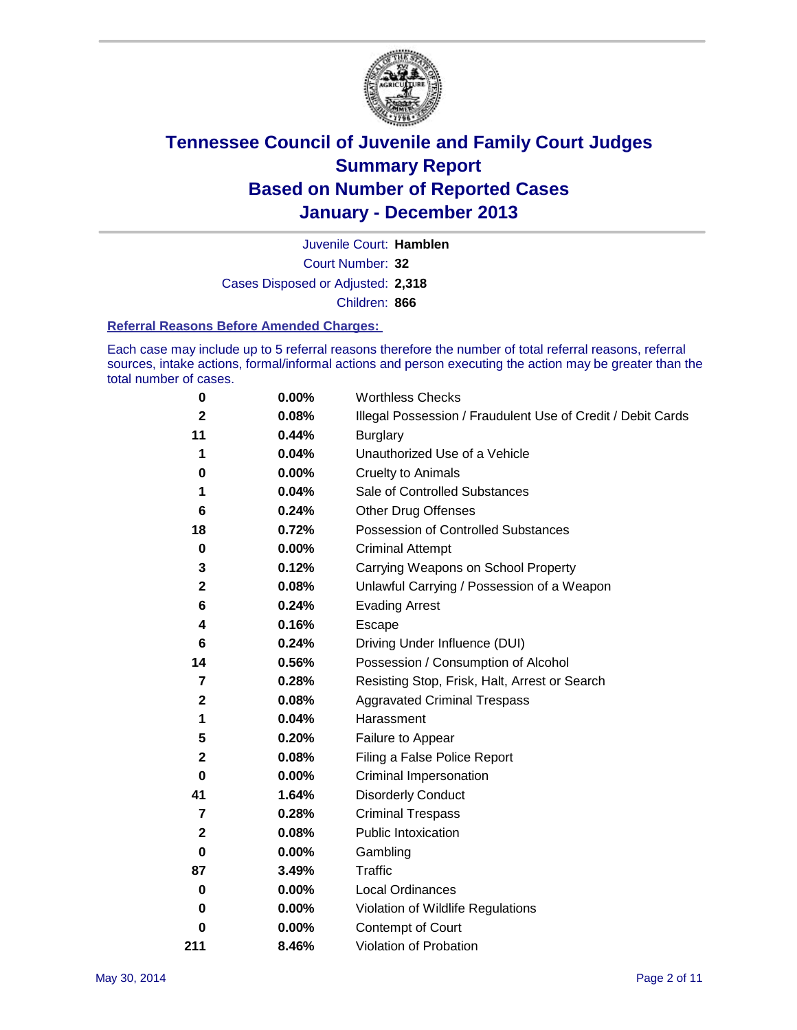# Tennessee Council of Juvenile and Family Court Judges
# Summary Report
# Based on Number of Reported Cases
# January - December 2013

Juvenile Court: **Hamblen**

Court Number: **32**

Cases Disposed or Adjusted: **2,318**

Children: **866**

### Referral Reasons Before Amended Charges:

Each case may include up to 5 referral reasons therefore the number of total referral reasons, referral sources, intake actions, formal/informal actions and person executing the action may be greater than the total number of cases.

| Count | Percent | Referral Reason |
|---|---|---|
| 0 | 0.00% | Worthless Checks |
| 2 | 0.08% | Illegal Possession / Fraudulent Use of Credit / Debit Cards |
| 11 | 0.44% | Burglary |
| 1 | 0.04% | Unauthorized Use of a Vehicle |
| 0 | 0.00% | Cruelty to Animals |
| 1 | 0.04% | Sale of Controlled Substances |
| 6 | 0.24% | Other Drug Offenses |
| 18 | 0.72% | Possession of Controlled Substances |
| 0 | 0.00% | Criminal Attempt |
| 3 | 0.12% | Carrying Weapons on School Property |
| 2 | 0.08% | Unlawful Carrying / Possession of a Weapon |
| 6 | 0.24% | Evading Arrest |
| 4 | 0.16% | Escape |
| 6 | 0.24% | Driving Under Influence (DUI) |
| 14 | 0.56% | Possession / Consumption of Alcohol |
| 7 | 0.28% | Resisting Stop, Frisk, Halt, Arrest or Search |
| 2 | 0.08% | Aggravated Criminal Trespass |
| 1 | 0.04% | Harassment |
| 5 | 0.20% | Failure to Appear |
| 2 | 0.08% | Filing a False Police Report |
| 0 | 0.00% | Criminal Impersonation |
| 41 | 1.64% | Disorderly Conduct |
| 7 | 0.28% | Criminal Trespass |
| 2 | 0.08% | Public Intoxication |
| 0 | 0.00% | Gambling |
| 87 | 3.49% | Traffic |
| 0 | 0.00% | Local Ordinances |
| 0 | 0.00% | Violation of Wildlife Regulations |
| 0 | 0.00% | Contempt of Court |
| 211 | 8.46% | Violation of Probation |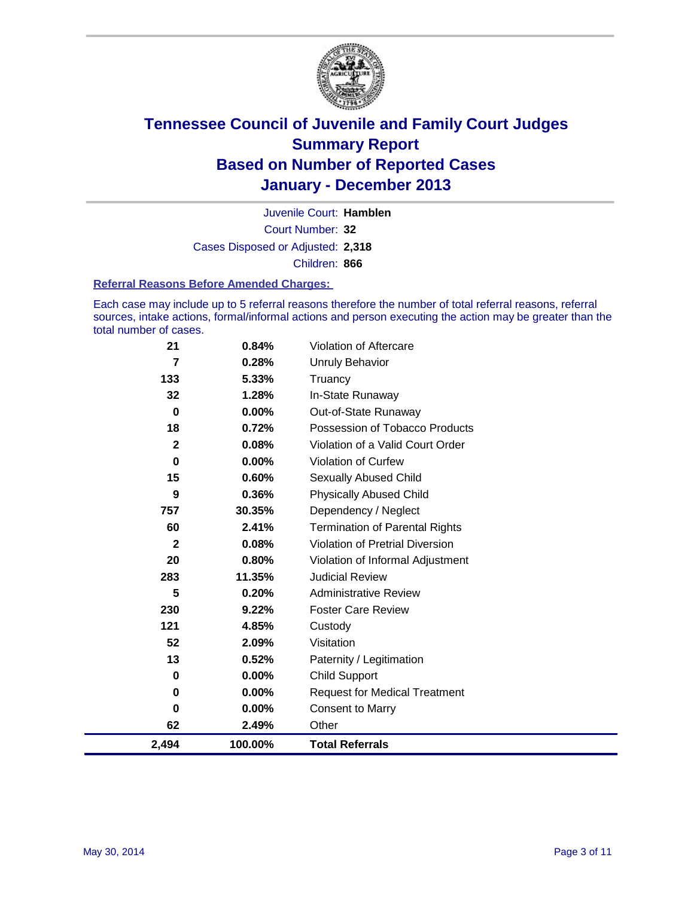# Tennessee Council of Juvenile and Family Court Judges
# Summary Report
# Based on Number of Reported Cases
# January - December 2013

Juvenile Court: **Hamblen**

Court Number: **32**

Cases Disposed or Adjusted: **2,318**

Children: **866**

### Referral Reasons Before Amended Charges:

Each case may include up to 5 referral reasons therefore the number of total referral reasons, referral sources, intake actions, formal/informal actions and person executing the action may be greater than the total number of cases.

| | | |
|---|---|---|
| 21 | 0.84% | Violation of Aftercare |
| 7 | 0.28% | Unruly Behavior |
| 133 | 5.33% | Truancy |
| 32 | 1.28% | In-State Runaway |
| 0 | 0.00% | Out-of-State Runaway |
| 18 | 0.72% | Possession of Tobacco Products |
| 2 | 0.08% | Violation of a Valid Court Order |
| 0 | 0.00% | Violation of Curfew |
| 15 | 0.60% | Sexually Abused Child |
| 9 | 0.36% | Physically Abused Child |
| 757 | 30.35% | Dependency / Neglect |
| 60 | 2.41% | Termination of Parental Rights |
| 2 | 0.08% | Violation of Pretrial Diversion |
| 20 | 0.80% | Violation of Informal Adjustment |
| 283 | 11.35% | Judicial Review |
| 5 | 0.20% | Administrative Review |
| 230 | 9.22% | Foster Care Review |
| 121 | 4.85% | Custody |
| 52 | 2.09% | Visitation |
| 13 | 0.52% | Paternity / Legitimation |
| 0 | 0.00% | Child Support |
| 0 | 0.00% | Request for Medical Treatment |
| 0 | 0.00% | Consent to Marry |
| 62 | 2.49% | Other |
| **2,494** | **100.00%** | **Total Referrals** |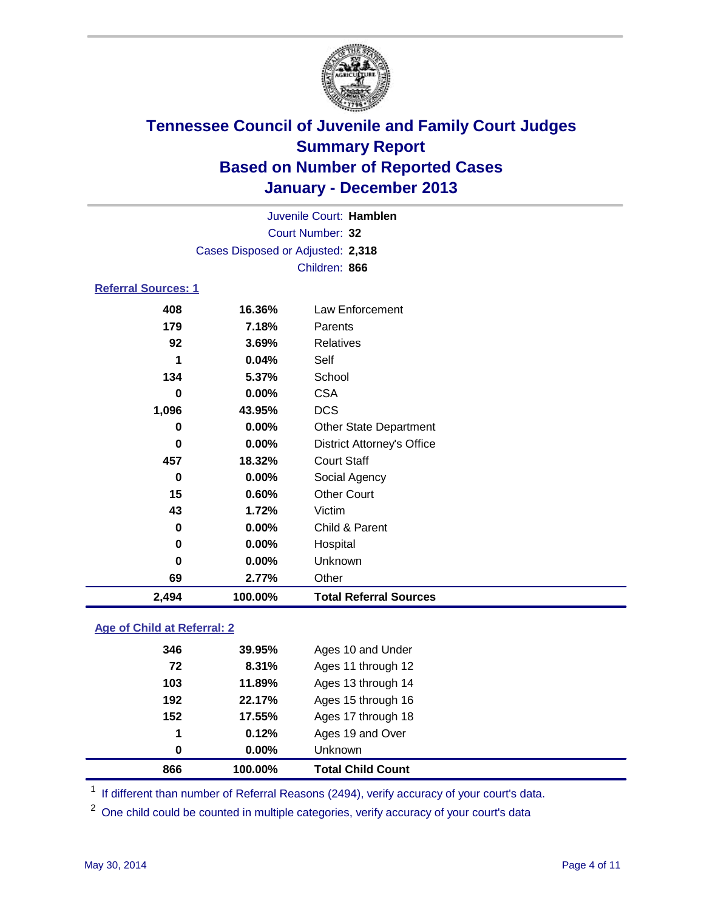# Tennessee Council of Juvenile and Family Court Judges
## Summary Report
## Based on Number of Reported Cases
## January - December 2013

Juvenile Court: **Hamblen**
Court Number: **32**
Cases Disposed or Adjusted: **2,318**
Children: **866**

### Referral Sources: 1

| Count | Percent | Source |
|---|---|---|
| 408 | 16.36% | Law Enforcement |
| 179 | 7.18% | Parents |
| 92 | 3.69% | Relatives |
| 1 | 0.04% | Self |
| 134 | 5.37% | School |
| 0 | 0.00% | CSA |
| 1,096 | 43.95% | DCS |
| 0 | 0.00% | Other State Department |
| 0 | 0.00% | District Attorney's Office |
| 457 | 18.32% | Court Staff |
| 0 | 0.00% | Social Agency |
| 15 | 0.60% | Other Court |
| 43 | 1.72% | Victim |
| 0 | 0.00% | Child & Parent |
| 0 | 0.00% | Hospital |
| 0 | 0.00% | Unknown |
| 69 | 2.77% | Other |
| **2,494** | **100.00%** | **Total Referral Sources** |

### Age of Child at Referral: 2

| Count | Percent | Age |
|---|---|---|
| 346 | 39.95% | Ages 10 and Under |
| 72 | 8.31% | Ages 11 through 12 |
| 103 | 11.89% | Ages 13 through 14 |
| 192 | 22.17% | Ages 15 through 16 |
| 152 | 17.55% | Ages 17 through 18 |
| 1 | 0.12% | Ages 19 and Over |
| 0 | 0.00% | Unknown |
| **866** | **100.00%** | **Total Child Count** |

[1] If different than number of Referral Reasons (2494), verify accuracy of your court's data.

[2] One child could be counted in multiple categories, verify accuracy of your court's data

May 30, 2014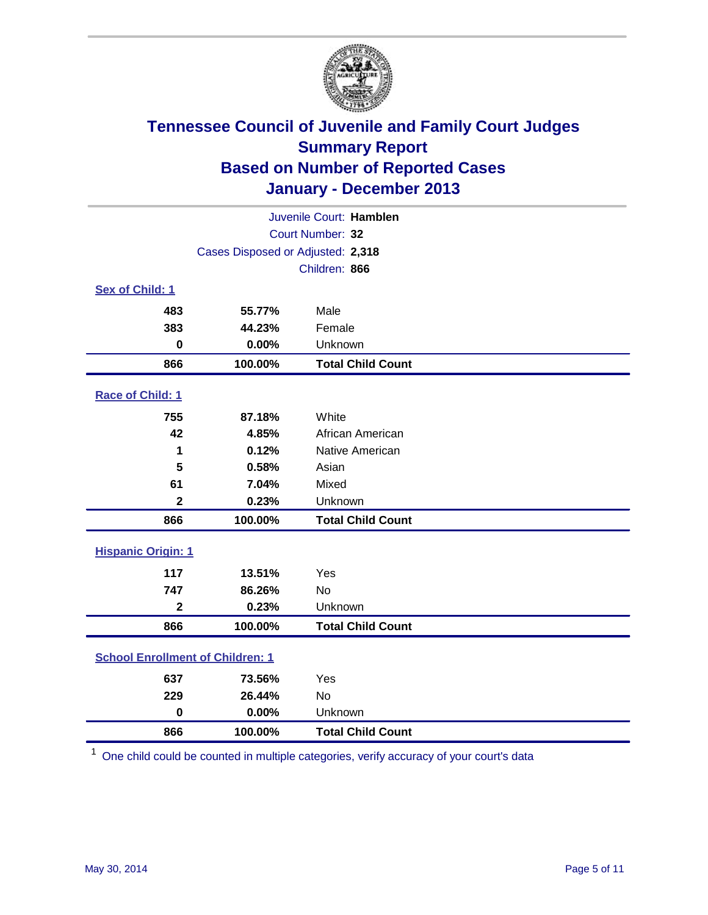# Tennessee Council of Juvenile and Family Court Judges
## Summary Report
## Based on Number of Reported Cases
## January - December 2013

Juvenile Court: **Hamblen**
Court Number: **32**
Cases Disposed or Adjusted: **2,318**
Children: **866**

### Sex of Child: 1

| Count | Percent | Category |
|---|---|---|
| 483 | 55.77% | Male |
| 383 | 44.23% | Female |
| 0 | 0.00% | Unknown |
| **866** | **100.00%** | **Total Child Count** |

### Race of Child: 1

| Count | Percent | Category |
|---|---|---|
| 755 | 87.18% | White |
| 42 | 4.85% | African American |
| 1 | 0.12% | Native American |
| 5 | 0.58% | Asian |
| 61 | 7.04% | Mixed |
| 2 | 0.23% | Unknown |
| **866** | **100.00%** | **Total Child Count** |

### Hispanic Origin: 1

| Count | Percent | Category |
|---|---|---|
| 117 | 13.51% | Yes |
| 747 | 86.26% | No |
| 2 | 0.23% | Unknown |
| **866** | **100.00%** | **Total Child Count** |

### School Enrollment of Children: 1

| Count | Percent | Category |
|---|---|---|
| 637 | 73.56% | Yes |
| 229 | 26.44% | No |
| 0 | 0.00% | Unknown |
| **866** | **100.00%** | **Total Child Count** |

[1] One child could be counted in multiple categories, verify accuracy of your court's data

May 30, 2014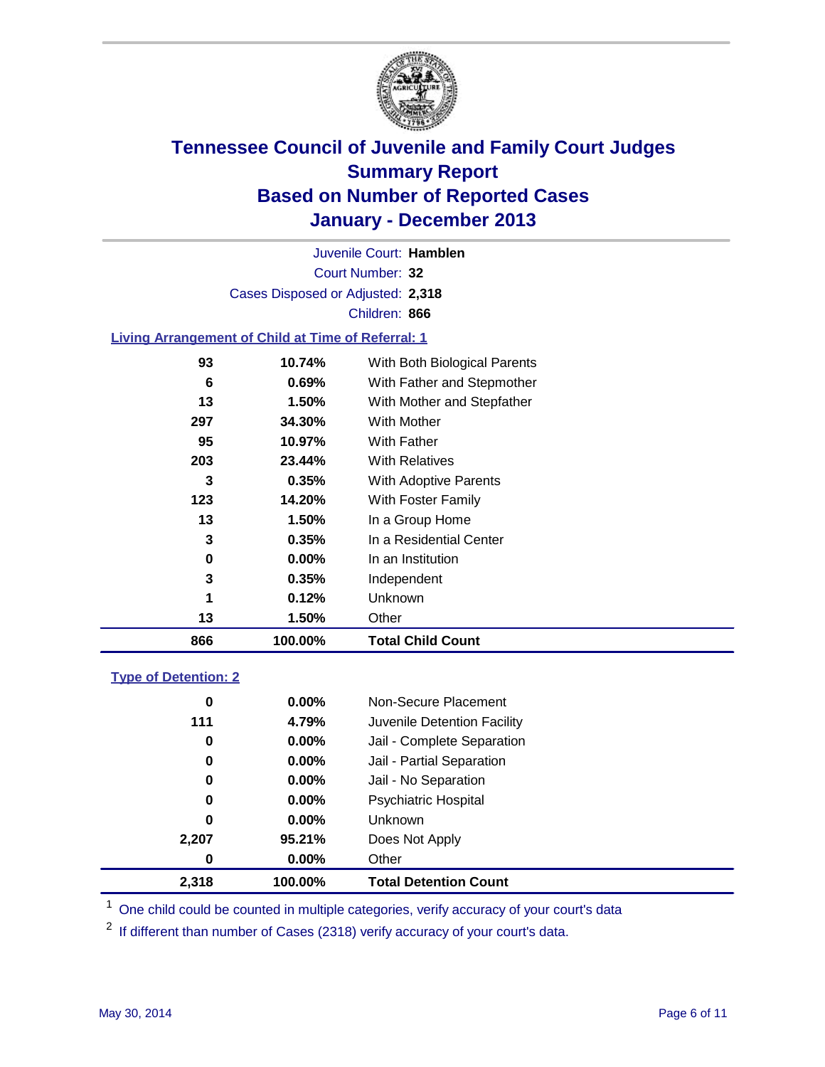# Tennessee Council of Juvenile and Family Court Judges
## Summary Report
## Based on Number of Reported Cases
## January - December 2013

Juvenile Court: **Hamblen**
Court Number: **32**
Cases Disposed or Adjusted: **2,318**
Children: **866**

### Living Arrangement of Child at Time of Referral: 1

| | | |
|---|---|---|
| 93 | 10.74% | With Both Biological Parents |
| 6 | 0.69% | With Father and Stepmother |
| 13 | 1.50% | With Mother and Stepfather |
| 297 | 34.30% | With Mother |
| 95 | 10.97% | With Father |
| 203 | 23.44% | With Relatives |
| 3 | 0.35% | With Adoptive Parents |
| 123 | 14.20% | With Foster Family |
| 13 | 1.50% | In a Group Home |
| 3 | 0.35% | In a Residential Center |
| 0 | 0.00% | In an Institution |
| 3 | 0.35% | Independent |
| 1 | 0.12% | Unknown |
| 13 | 1.50% | Other |
| **866** | **100.00%** | **Total Child Count** |

### Type of Detention: 2

| | | |
|---|---|---|
| 0 | 0.00% | Non-Secure Placement |
| 111 | 4.79% | Juvenile Detention Facility |
| 0 | 0.00% | Jail - Complete Separation |
| 0 | 0.00% | Jail - Partial Separation |
| 0 | 0.00% | Jail - No Separation |
| 0 | 0.00% | Psychiatric Hospital |
| 0 | 0.00% | Unknown |
| 2,207 | 95.21% | Does Not Apply |
| 0 | 0.00% | Other |
| **2,318** | **100.00%** | **Total Detention Count** |

[1] One child could be counted in multiple categories, verify accuracy of your court's data

[2] If different than number of Cases (2318) verify accuracy of your court's data.

May 30, 2014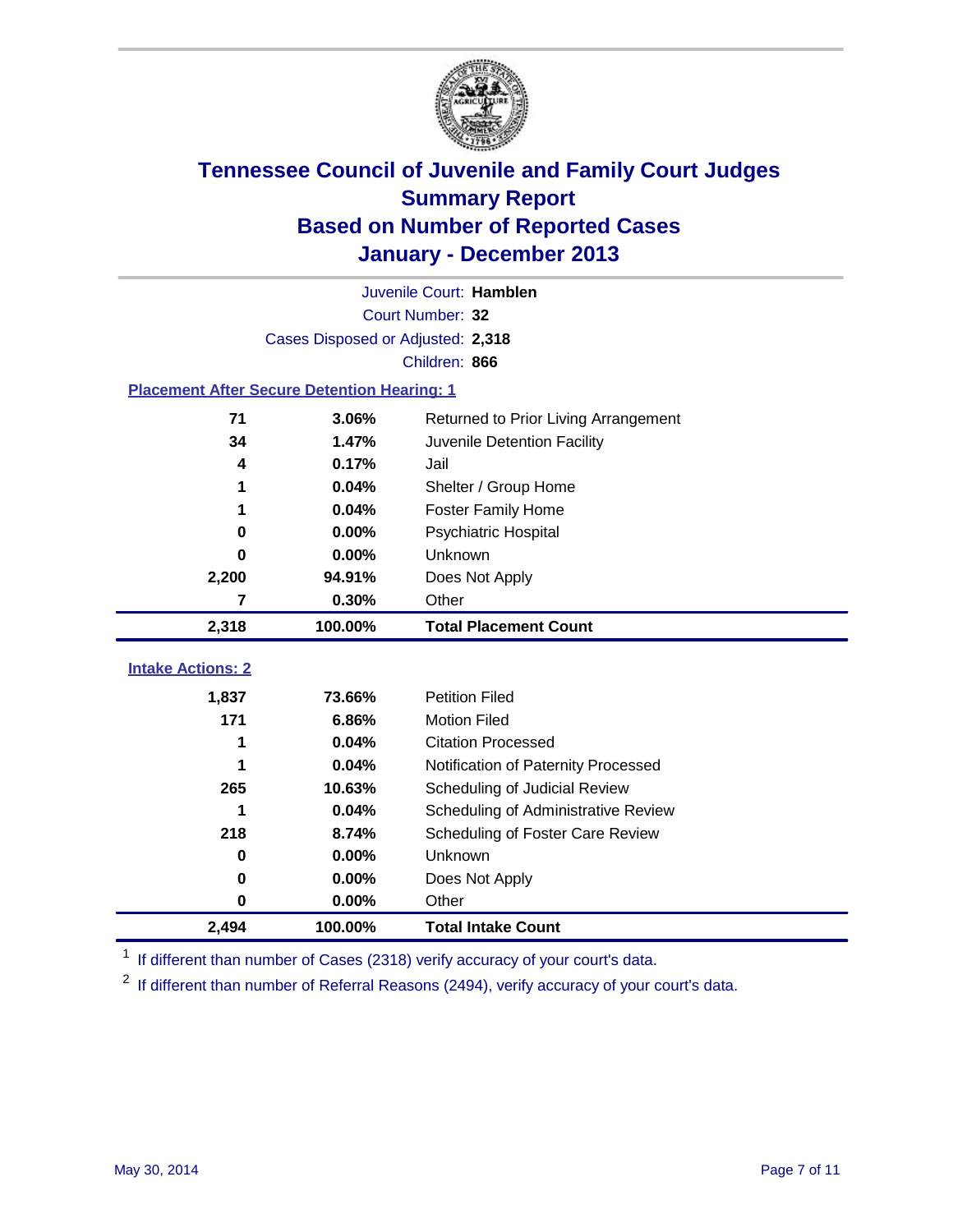# Tennessee Council of Juvenile and Family Court Judges
## Summary Report
## Based on Number of Reported Cases
## January - December 2013

Juvenile Court: **Hamblen**
Court Number: **32**
Cases Disposed or Adjusted: **2,318**
Children: **866**

### Placement After Secure Detention Hearing: 1

| Count | Percent | Placement |
|---|---|---|
| 71 | 3.06% | Returned to Prior Living Arrangement |
| 34 | 1.47% | Juvenile Detention Facility |
| 4 | 0.17% | Jail |
| 1 | 0.04% | Shelter / Group Home |
| 1 | 0.04% | Foster Family Home |
| 0 | 0.00% | Psychiatric Hospital |
| 0 | 0.00% | Unknown |
| 2,200 | 94.91% | Does Not Apply |
| 7 | 0.30% | Other |
| **2,318** | **100.00%** | **Total Placement Count** |

### Intake Actions: 2

| Count | Percent | Action |
|---|---|---|
| 1,837 | 73.66% | Petition Filed |
| 171 | 6.86% | Motion Filed |
| 1 | 0.04% | Citation Processed |
| 1 | 0.04% | Notification of Paternity Processed |
| 265 | 10.63% | Scheduling of Judicial Review |
| 1 | 0.04% | Scheduling of Administrative Review |
| 218 | 8.74% | Scheduling of Foster Care Review |
| 0 | 0.00% | Unknown |
| 0 | 0.00% | Does Not Apply |
| 0 | 0.00% | Other |
| **2,494** | **100.00%** | **Total Intake Count** |

[1] If different than number of Cases (2318) verify accuracy of your court's data.

[2] If different than number of Referral Reasons (2494), verify accuracy of your court's data.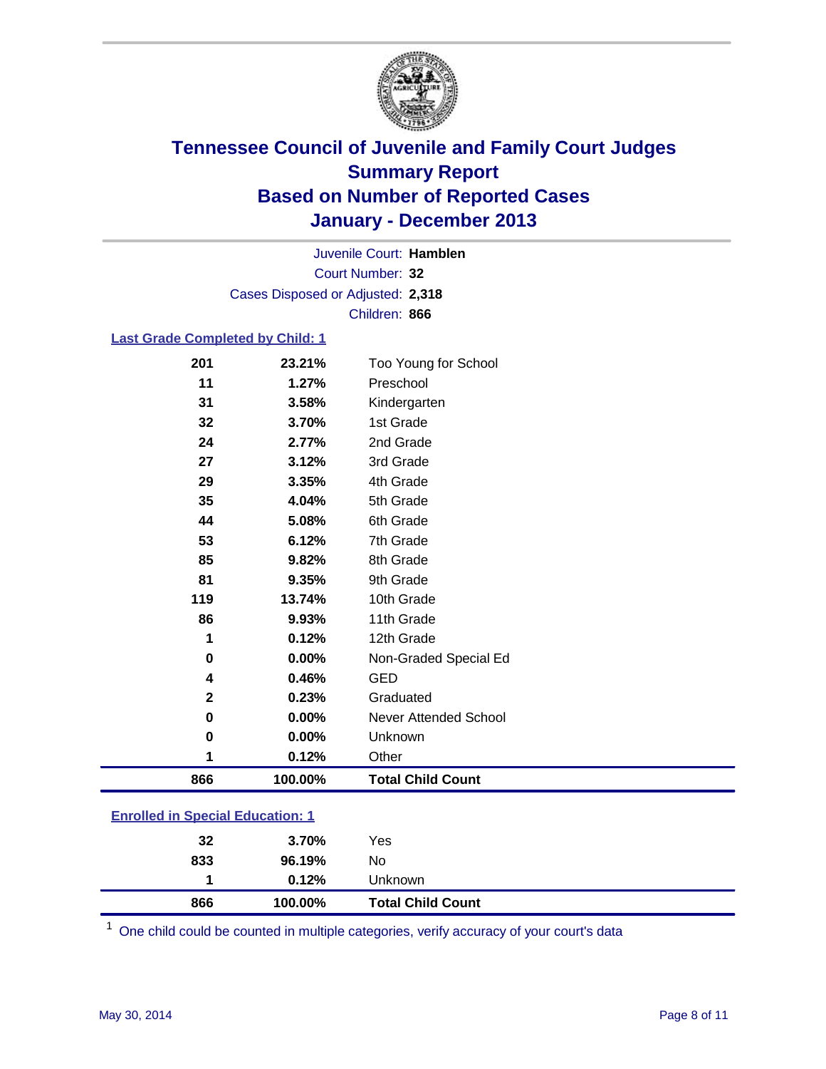# Tennessee Council of Juvenile and Family Court Judges
# Summary Report
# Based on Number of Reported Cases
# January - December 2013

Juvenile Court: **Hamblen**
Court Number: **32**
Cases Disposed or Adjusted: **2,318**
Children: **866**

### Last Grade Completed by Child: 1

| | | |
|---|---|---|
| 201 | 23.21% | Too Young for School |
| 11 | 1.27% | Preschool |
| 31 | 3.58% | Kindergarten |
| 32 | 3.70% | 1st Grade |
| 24 | 2.77% | 2nd Grade |
| 27 | 3.12% | 3rd Grade |
| 29 | 3.35% | 4th Grade |
| 35 | 4.04% | 5th Grade |
| 44 | 5.08% | 6th Grade |
| 53 | 6.12% | 7th Grade |
| 85 | 9.82% | 8th Grade |
| 81 | 9.35% | 9th Grade |
| 119 | 13.74% | 10th Grade |
| 86 | 9.93% | 11th Grade |
| 1 | 0.12% | 12th Grade |
| 0 | 0.00% | Non-Graded Special Ed |
| 4 | 0.46% | GED |
| 2 | 0.23% | Graduated |
| 0 | 0.00% | Never Attended School |
| 0 | 0.00% | Unknown |
| 1 | 0.12% | Other |
| **866** | **100.00%** | **Total Child Count** |

### Enrolled in Special Education: 1

| | | |
|---|---|---|
| 32 | 3.70% | Yes |
| 833 | 96.19% | No |
| 1 | 0.12% | Unknown |
| **866** | **100.00%** | **Total Child Count** |

[1] One child could be counted in multiple categories, verify accuracy of your court's data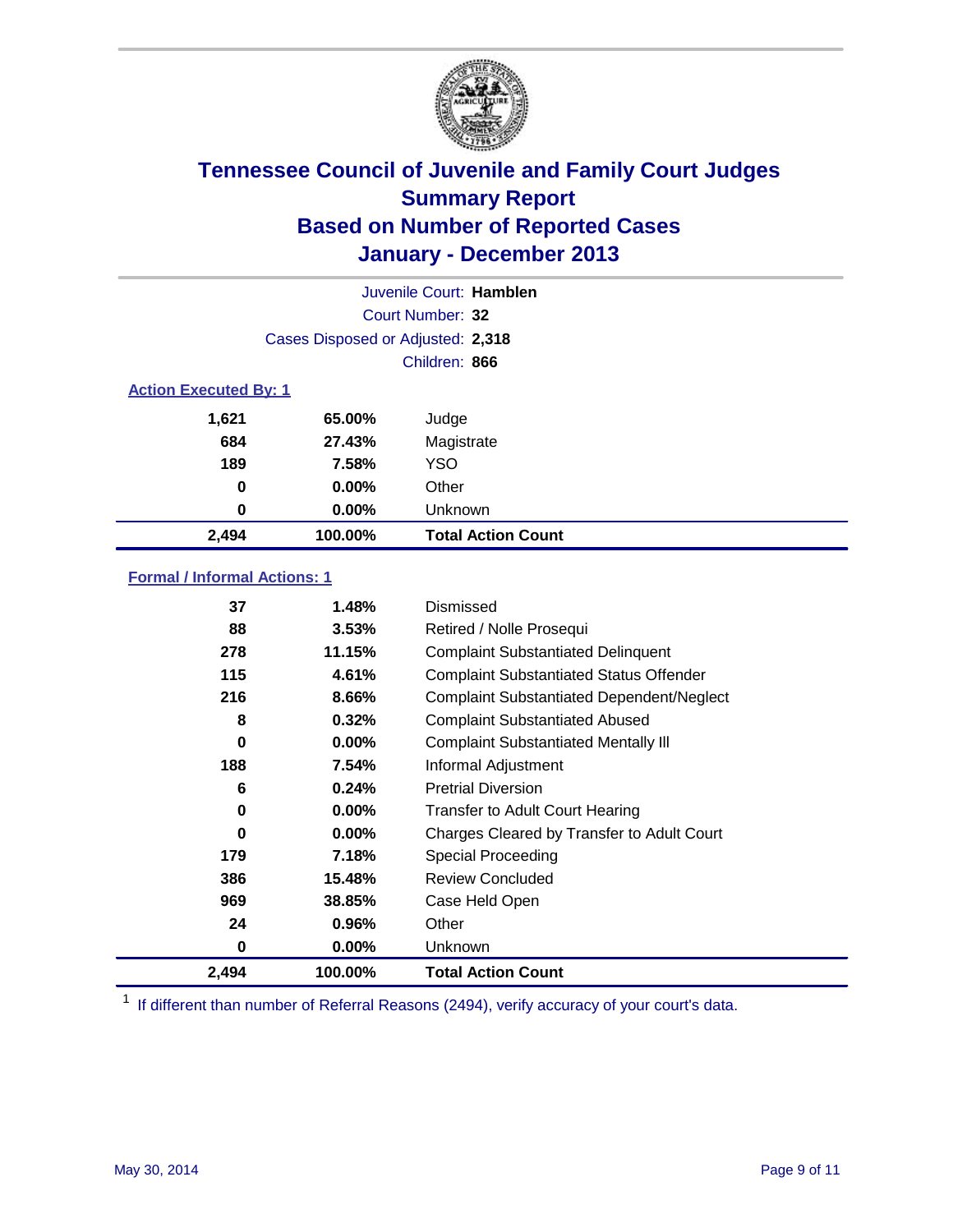# Tennessee Council of Juvenile and Family Court Judges
## Summary Report
## Based on Number of Reported Cases
## January - December 2013

Juvenile Court: **Hamblen**
Court Number: **32**
Cases Disposed or Adjusted: **2,318**
Children: **866**

### Action Executed By: 1

| | | |
|---|---|---|
| 1,621 | 65.00% | Judge |
| 684 | 27.43% | Magistrate |
| 189 | 7.58% | YSO |
| 0 | 0.00% | Other |
| 0 | 0.00% | Unknown |
| **2,494** | **100.00%** | **Total Action Count** |

### Formal / Informal Actions: 1

| | | |
|---|---|---|
| 37 | 1.48% | Dismissed |
| 88 | 3.53% | Retired / Nolle Prosequi |
| 278 | 11.15% | Complaint Substantiated Delinquent |
| 115 | 4.61% | Complaint Substantiated Status Offender |
| 216 | 8.66% | Complaint Substantiated Dependent/Neglect |
| 8 | 0.32% | Complaint Substantiated Abused |
| 0 | 0.00% | Complaint Substantiated Mentally Ill |
| 188 | 7.54% | Informal Adjustment |
| 6 | 0.24% | Pretrial Diversion |
| 0 | 0.00% | Transfer to Adult Court Hearing |
| 0 | 0.00% | Charges Cleared by Transfer to Adult Court |
| 179 | 7.18% | Special Proceeding |
| 386 | 15.48% | Review Concluded |
| 969 | 38.85% | Case Held Open |
| 24 | 0.96% | Other |
| 0 | 0.00% | Unknown |
| **2,494** | **100.00%** | **Total Action Count** |

[1] If different than number of Referral Reasons (2494), verify accuracy of your court's data.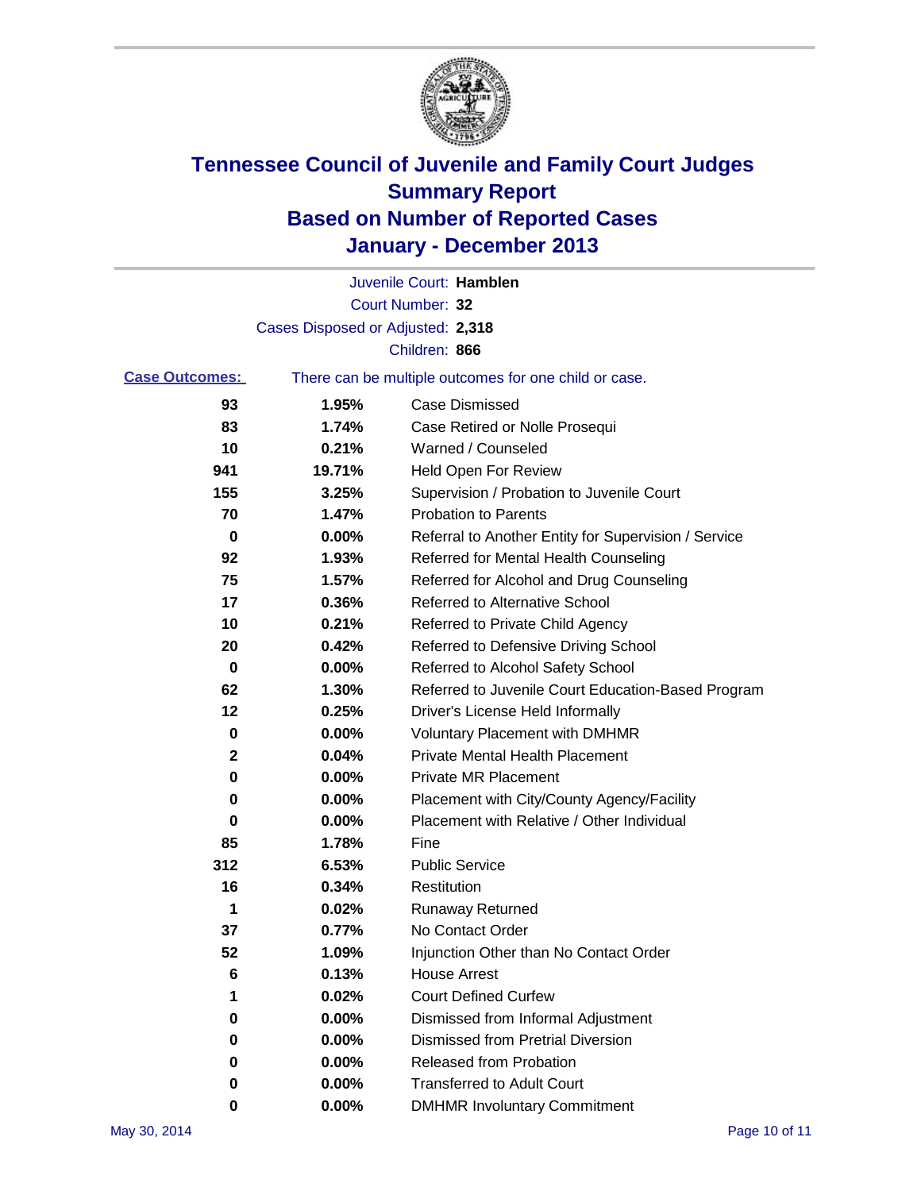# Tennessee Council of Juvenile and Family Court Judges
## Summary Report
## Based on Number of Reported Cases
## January - December 2013

Juvenile Court: **Hamblen**

Court Number: **32**

Cases Disposed or Adjusted: **2,318**

Children: **866**

**Case Outcomes:** There can be multiple outcomes for one child or case.

| Count | Percent | Outcome |
|---|---|---|
| 93 | 1.95% | Case Dismissed |
| 83 | 1.74% | Case Retired or Nolle Prosequi |
| 10 | 0.21% | Warned / Counseled |
| 941 | 19.71% | Held Open For Review |
| 155 | 3.25% | Supervision / Probation to Juvenile Court |
| 70 | 1.47% | Probation to Parents |
| 0 | 0.00% | Referral to Another Entity for Supervision / Service |
| 92 | 1.93% | Referred for Mental Health Counseling |
| 75 | 1.57% | Referred for Alcohol and Drug Counseling |
| 17 | 0.36% | Referred to Alternative School |
| 10 | 0.21% | Referred to Private Child Agency |
| 20 | 0.42% | Referred to Defensive Driving School |
| 0 | 0.00% | Referred to Alcohol Safety School |
| 62 | 1.30% | Referred to Juvenile Court Education-Based Program |
| 12 | 0.25% | Driver's License Held Informally |
| 0 | 0.00% | Voluntary Placement with DMHMR |
| 2 | 0.04% | Private Mental Health Placement |
| 0 | 0.00% | Private MR Placement |
| 0 | 0.00% | Placement with City/County Agency/Facility |
| 0 | 0.00% | Placement with Relative / Other Individual |
| 85 | 1.78% | Fine |
| 312 | 6.53% | Public Service |
| 16 | 0.34% | Restitution |
| 1 | 0.02% | Runaway Returned |
| 37 | 0.77% | No Contact Order |
| 52 | 1.09% | Injunction Other than No Contact Order |
| 6 | 0.13% | House Arrest |
| 1 | 0.02% | Court Defined Curfew |
| 0 | 0.00% | Dismissed from Informal Adjustment |
| 0 | 0.00% | Dismissed from Pretrial Diversion |
| 0 | 0.00% | Released from Probation |
| 0 | 0.00% | Transferred to Adult Court |
| 0 | 0.00% | DMHMR Involuntary Commitment |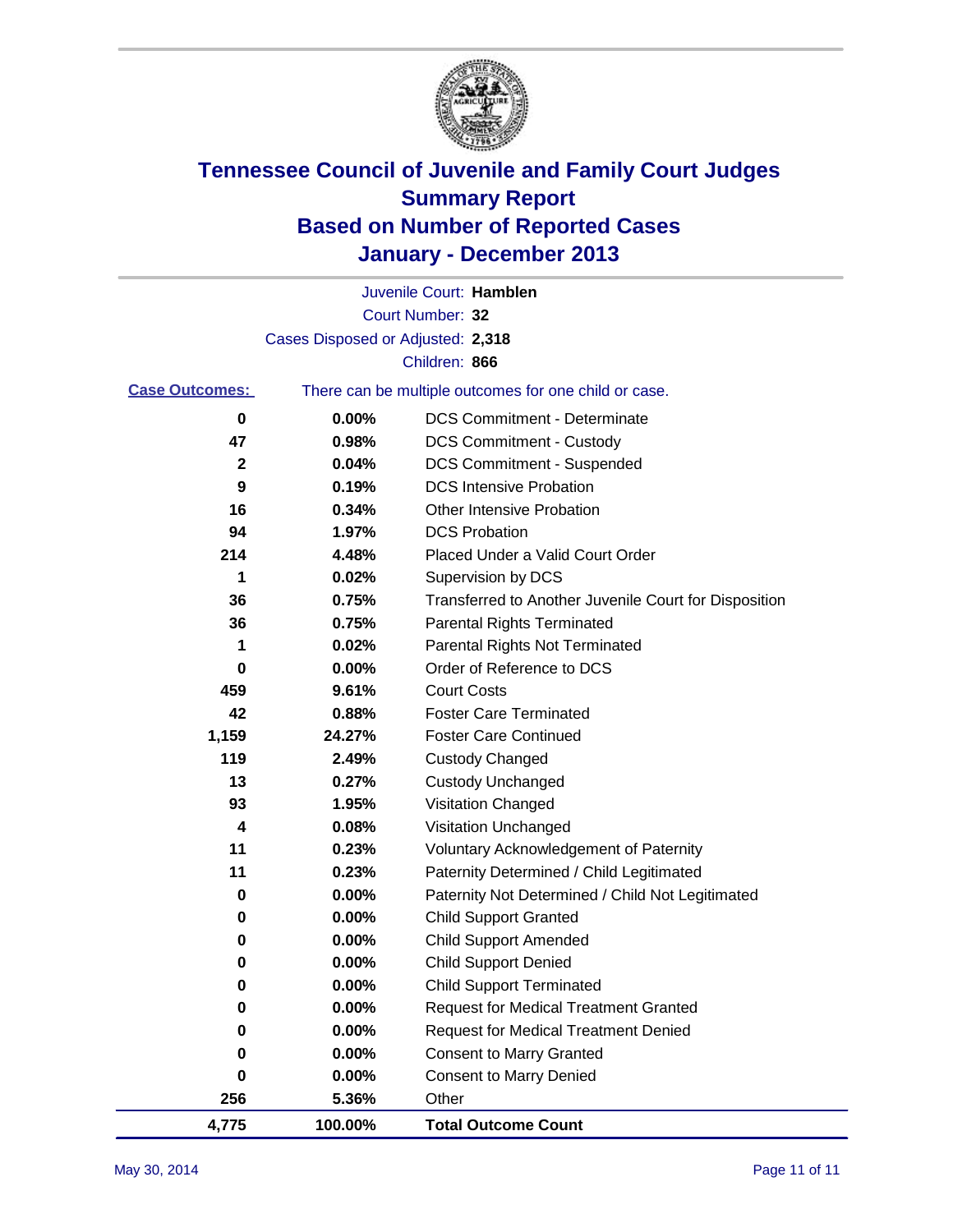# Tennessee Council of Juvenile and Family Court Judges
# Summary Report
# Based on Number of Reported Cases
# January - December 2013

Juvenile Court: **Hamblen**

Court Number: **32**

Cases Disposed or Adjusted: **2,318**

Children: **866**

**Case Outcomes:** There can be multiple outcomes for one child or case.

| | | |
|---|---|---|
| 0 | 0.00% | DCS Commitment - Determinate |
| 47 | 0.98% | DCS Commitment - Custody |
| 2 | 0.04% | DCS Commitment - Suspended |
| 9 | 0.19% | DCS Intensive Probation |
| 16 | 0.34% | Other Intensive Probation |
| 94 | 1.97% | DCS Probation |
| 214 | 4.48% | Placed Under a Valid Court Order |
| 1 | 0.02% | Supervision by DCS |
| 36 | 0.75% | Transferred to Another Juvenile Court for Disposition |
| 36 | 0.75% | Parental Rights Terminated |
| 1 | 0.02% | Parental Rights Not Terminated |
| 0 | 0.00% | Order of Reference to DCS |
| 459 | 9.61% | Court Costs |
| 42 | 0.88% | Foster Care Terminated |
| 1,159 | 24.27% | Foster Care Continued |
| 119 | 2.49% | Custody Changed |
| 13 | 0.27% | Custody Unchanged |
| 93 | 1.95% | Visitation Changed |
| 4 | 0.08% | Visitation Unchanged |
| 11 | 0.23% | Voluntary Acknowledgement of Paternity |
| 11 | 0.23% | Paternity Determined / Child Legitimated |
| 0 | 0.00% | Paternity Not Determined / Child Not Legitimated |
| 0 | 0.00% | Child Support Granted |
| 0 | 0.00% | Child Support Amended |
| 0 | 0.00% | Child Support Denied |
| 0 | 0.00% | Child Support Terminated |
| 0 | 0.00% | Request for Medical Treatment Granted |
| 0 | 0.00% | Request for Medical Treatment Denied |
| 0 | 0.00% | Consent to Marry Granted |
| 0 | 0.00% | Consent to Marry Denied |
| 256 | 5.36% | Other |
| **4,775** | **100.00%** | **Total Outcome Count** |

May 30, 2014